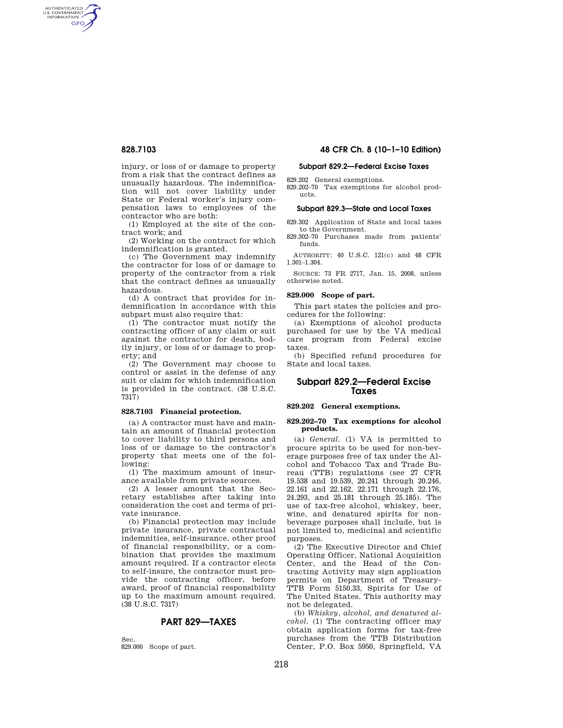injury, or loss of or damage to property from a risk that the contract defines as unusually hazardous. The indemnification will not cover liability under State or Federal worker's injury compensation laws to employees of the contractor who are both:

(1) Employed at the site of the contract work; and

(2) Working on the contract for which indemnification is granted.

(c) The Government may indemnify the contractor for loss of or damage to property of the contractor from a risk that the contract defines as unusually hazardous.

(d) A contract that provides for indemnification in accordance with this subpart must also require that:

(1) The contractor must notify the contracting officer of any claim or suit against the contractor for death, bodily injury, or loss of or damage to property; and

(2) The Government may choose to control or assist in the defense of any suit or claim for which indemnification is provided in the contract. (38 U.S.C. 7317)

### 828.7103 Financial protection.

(a) A contractor must have and maintain an amount of financial protection to cover liability to third persons and loss of or damage to the contractor's property that meets one of the following:

(1) The maximum amount of insurance available from private sources.

(2) A lesser amount that the Secretary establishes after taking into consideration the cost and terms of private insurance.

(b) Financial protection may include private insurance, private contractual indemnities, self-insurance, other proof of financial responsibility, or a combination that provides the maximum amount required. If a contractor elects to self-insure, the contractor must provide the contracting officer, before award, proof of financial responsibility up to the maximum amount required. (38 U.S.C. 7317)

## PART 829—TAXES

Sec.
829.000 Scope of part.

**Subpart 829.2—Federal Excise Taxes**

829.202 General exemptions.
829.202–70 Tax exemptions for alcohol products.

**Subpart 829.3—State and Local Taxes**

829.302 Application of State and local taxes to the Government.
829.302–70 Purchases made from patients' funds.

AUTHORITY: 40 U.S.C. 121(c) and 48 CFR 1.301–1.304.

SOURCE: 73 FR 2717, Jan. 15, 2008, unless otherwise noted.

### 829.000 Scope of part.

This part states the policies and procedures for the following:

(a) Exemptions of alcohol products purchased for use by the VA medical care program from Federal excise taxes.

(b) Specified refund procedures for State and local taxes.

## Subpart 829.2—Federal Excise Taxes

### 829.202 General exemptions.

### 829.202–70 Tax exemptions for alcohol products.

(a) *General.* (1) VA is permitted to procure spirits to be used for non-beverage purposes free of tax under the Alcohol and Tobacco Tax and Trade Bureau (TTB) regulations (see 27 CFR 19.538 and 19.539, 20.241 through 20.246, 22.161 and 22.162, 22.171 through 22.176, 24.293, and 25.181 through 25.185). The use of tax-free alcohol, whiskey, beer, wine, and denatured spirits for non-beverage purposes shall include, but is not limited to, medicinal and scientific purposes.

(2) The Executive Director and Chief Operating Officer, National Acquisition Center, and the Head of the Contracting Activity may sign application permits on Department of Treasury-TTB Form 5150.33, Spirits for Use of The United States. This authority may not be delegated.

(b) *Whiskey, alcohol, and denatured alcohol.* (1) The contracting officer may obtain application forms for tax-free purchases from the TTB Distribution Center, P.O. Box 5950, Springfield, VA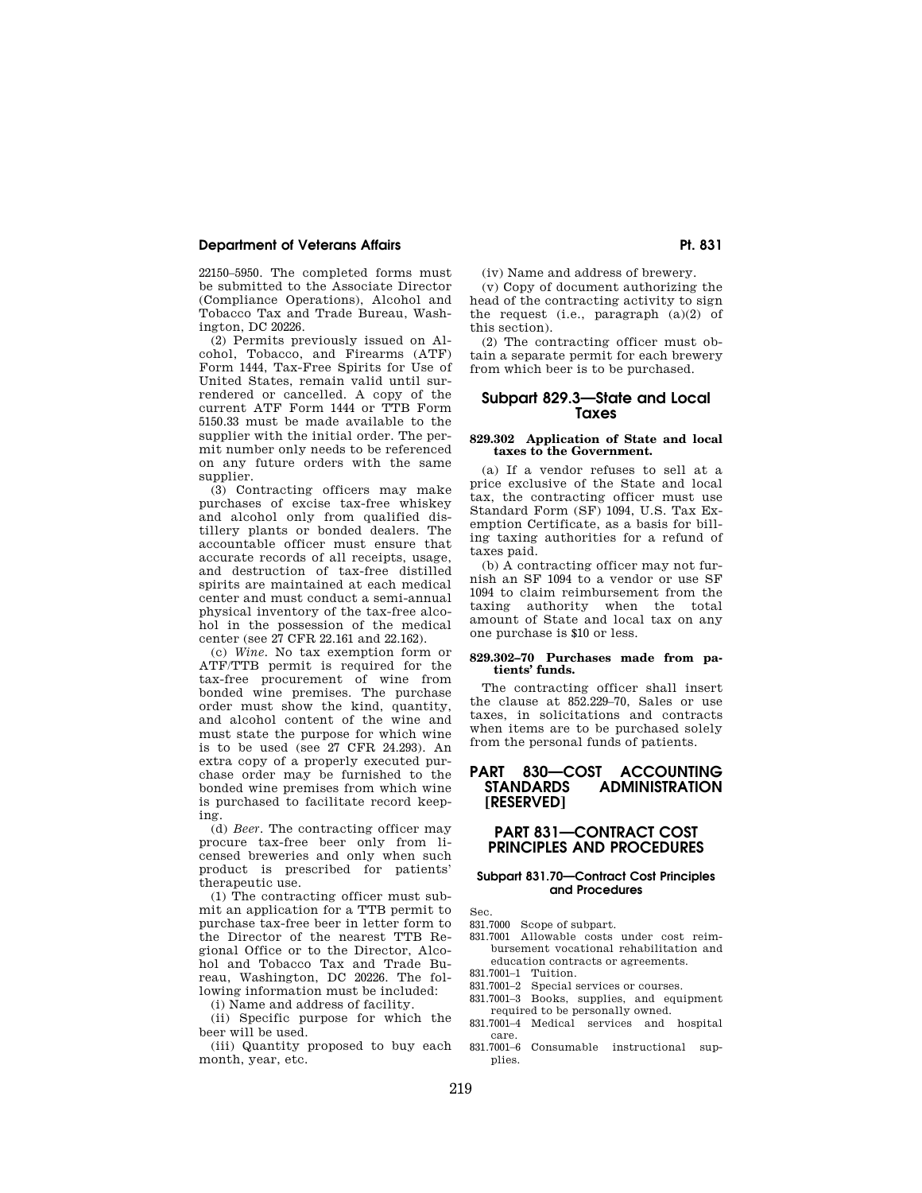22150–5950. The completed forms must be submitted to the Associate Director (Compliance Operations), Alcohol and Tobacco Tax and Trade Bureau, Washington, DC 20226.

(2) Permits previously issued on Alcohol, Tobacco, and Firearms (ATF) Form 1444, Tax-Free Spirits for Use of United States, remain valid until surrendered or cancelled. A copy of the current ATF Form 1444 or TTB Form 5150.33 must be made available to the supplier with the initial order. The permit number only needs to be referenced on any future orders with the same supplier.

(3) Contracting officers may make purchases of excise tax-free whiskey and alcohol only from qualified distillery plants or bonded dealers. The accountable officer must ensure that accurate records of all receipts, usage, and destruction of tax-free distilled spirits are maintained at each medical center and must conduct a semi-annual physical inventory of the tax-free alcohol in the possession of the medical center (see 27 CFR 22.161 and 22.162).

(c) *Wine.* No tax exemption form or ATF/TTB permit is required for the tax-free procurement of wine from bonded wine premises. The purchase order must show the kind, quantity, and alcohol content of the wine and must state the purpose for which wine is to be used (see 27 CFR 24.293). An extra copy of a properly executed purchase order may be furnished to the bonded wine premises from which wine is purchased to facilitate record keeping.

(d) *Beer.* The contracting officer may procure tax-free beer only from licensed breweries and only when such product is prescribed for patients' therapeutic use.

(1) The contracting officer must submit an application for a TTB permit to purchase tax-free beer in letter form to the Director of the nearest TTB Regional Office or to the Director, Alcohol and Tobacco Tax and Trade Bureau, Washington, DC 20226. The following information must be included:

(i) Name and address of facility.

(ii) Specific purpose for which the beer will be used.

(iii) Quantity proposed to buy each month, year, etc.

(iv) Name and address of brewery.

(v) Copy of document authorizing the head of the contracting activity to sign the request (i.e., paragraph (a)(2) of this section).

(2) The contracting officer must obtain a separate permit for each brewery from which beer is to be purchased.

## Subpart 829.3—State and Local Taxes

### 829.302 Application of State and local taxes to the Government.

(a) If a vendor refuses to sell at a price exclusive of the State and local tax, the contracting officer must use Standard Form (SF) 1094, U.S. Tax Exemption Certificate, as a basis for billing taxing authorities for a refund of taxes paid.

(b) A contracting officer may not furnish an SF 1094 to a vendor or use SF 1094 to claim reimbursement from the taxing authority when the total amount of State and local tax on any one purchase is $10 or less.

### 829.302–70 Purchases made from patients' funds.

The contracting officer shall insert the clause at 852.229–70, Sales or use taxes, in solicitations and contracts when items are to be purchased solely from the personal funds of patients.

# PART 830—COST ACCOUNTING STANDARDS ADMINISTRATION [RESERVED]

# PART 831—CONTRACT COST PRINCIPLES AND PROCEDURES

## Subpart 831.70—Contract Cost Principles and Procedures

Sec.

831.7000 Scope of subpart.

831.7001 Allowable costs under cost reimbursement vocational rehabilitation and education contracts or agreements.

831.7001–1 Tuition.

831.7001–2 Special services or courses.

831.7001–3 Books, supplies, and equipment required to be personally owned.

831.7001–4 Medical services and hospital care.

831.7001–6 Consumable instructional supplies.